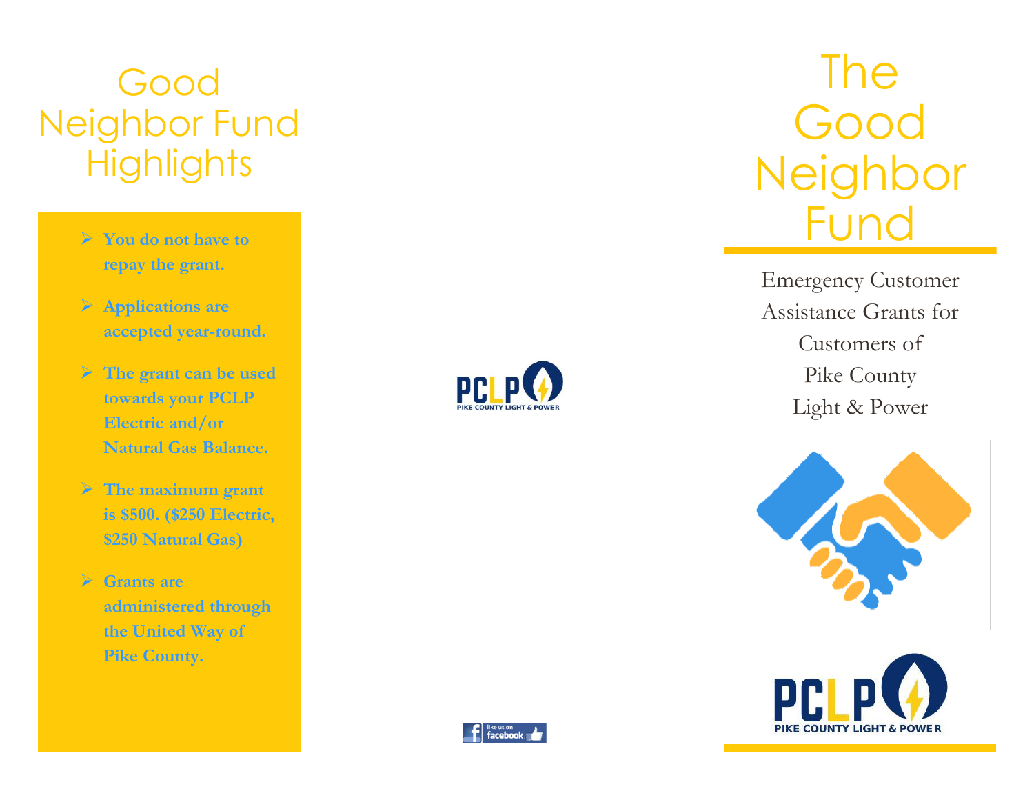# Good Neighbor Fund Highlights

- **You do not have to repay the grant.**
- **Applications are accepted year-round.**
- **The grant can be used towards your PCLP Electric and/or Natural Gas Balance.**
- **The maximum grant is $500. ($250 Electric, $250 Natural Gas)**
- **Grants are administered through the United Way of Pike County.**

PCLP
PIKE COUNTY LIGHT & POWER

like us on facebook

# The Good Neighbor Fund

Emergency Customer Assistance Grants for Customers of Pike County Light & Power

PCLP
PIKE COUNTY LIGHT & POWER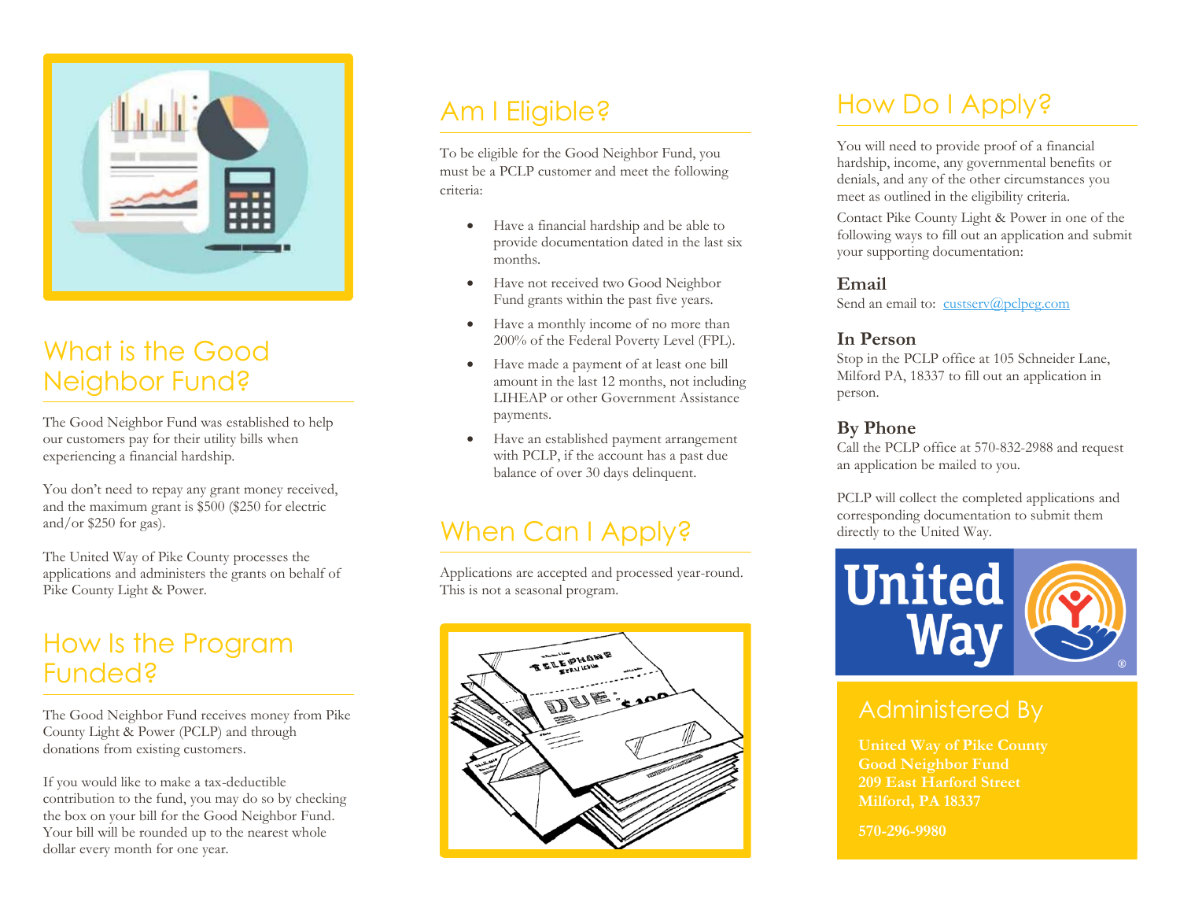## What is the Good Neighbor Fund?

The Good Neighbor Fund was established to help our customers pay for their utility bills when experiencing a financial hardship.

You don't need to repay any grant money received, and the maximum grant is $500 ($250 for electric and/or $250 for gas).

The United Way of Pike County processes the applications and administers the grants on behalf of Pike County Light & Power.

## How Is the Program Funded?

The Good Neighbor Fund receives money from Pike County Light & Power (PCLP) and through donations from existing customers.

If you would like to make a tax-deductible contribution to the fund, you may do so by checking the box on your bill for the Good Neighbor Fund. Your bill will be rounded up to the nearest whole dollar every month for one year.

## Am I Eligible?

To be eligible for the Good Neighbor Fund, you must be a PCLP customer and meet the following criteria:

- Have a financial hardship and be able to provide documentation dated in the last six months.
- Have not received two Good Neighbor Fund grants within the past five years.
- Have a monthly income of no more than 200% of the Federal Poverty Level (FPL).
- Have made a payment of at least one bill amount in the last 12 months, not including LIHEAP or other Government Assistance payments.
- Have an established payment arrangement with PCLP, if the account has a past due balance of over 30 days delinquent.

## When Can I Apply?

Applications are accepted and processed year-round. This is not a seasonal program.

## How Do I Apply?

You will need to provide proof of a financial hardship, income, any governmental benefits or denials, and any of the other circumstances you meet as outlined in the eligibility criteria.

Contact Pike County Light & Power in one of the following ways to fill out an application and submit your supporting documentation:

### Email

Send an email to: custserv@pclpeg.com

### In Person

Stop in the PCLP office at 105 Schneider Lane, Milford PA, 18337 to fill out an application in person.

### By Phone

Call the PCLP office at 570-832-2988 and request an application be mailed to you.

PCLP will collect the completed applications and corresponding documentation to submit them directly to the United Way.

United Way

## Administered By

**United Way of Pike County**
**Good Neighbor Fund**
**209 East Harford Street**
**Milford, PA 18337**

**570-296-9980**